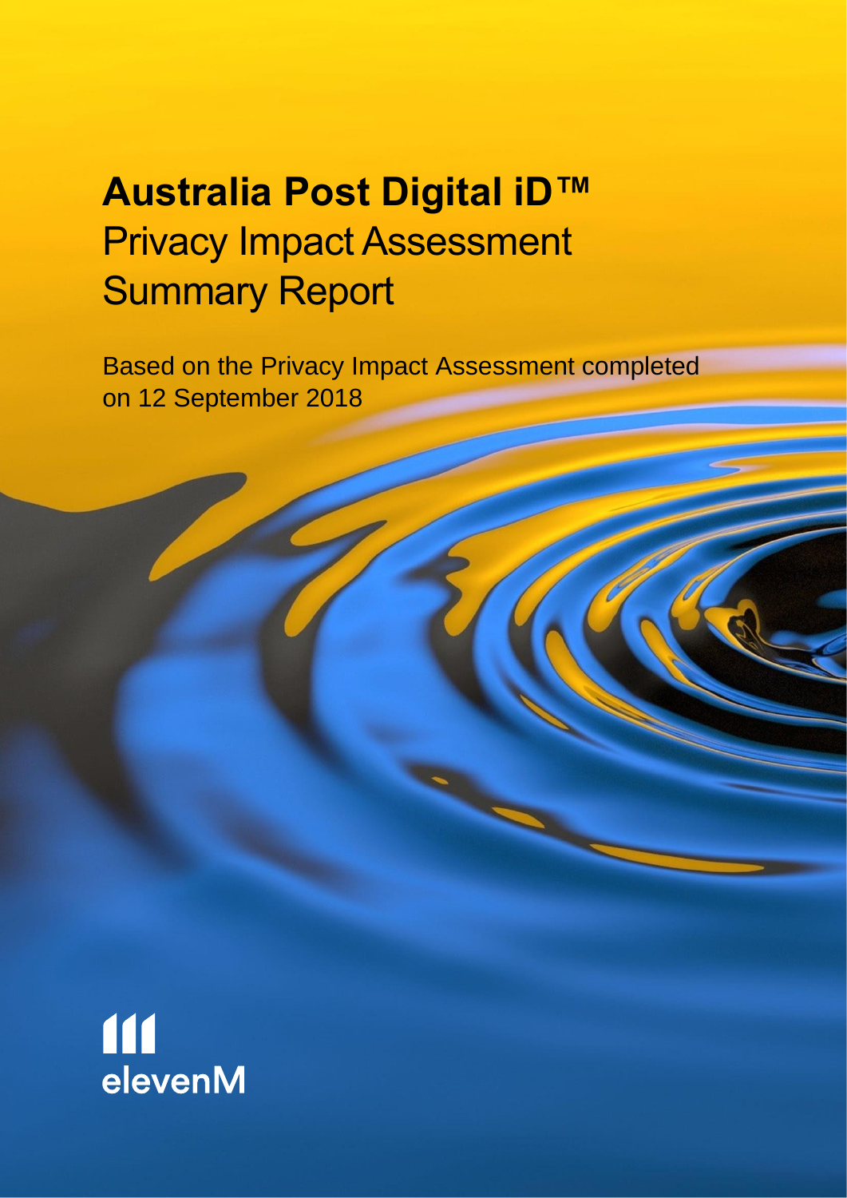# **Australia Post Digital iD™**
# Privacy Impact Assessment Summary Report

Based on the Privacy Impact Assessment completed on 12 September 2018

elevenM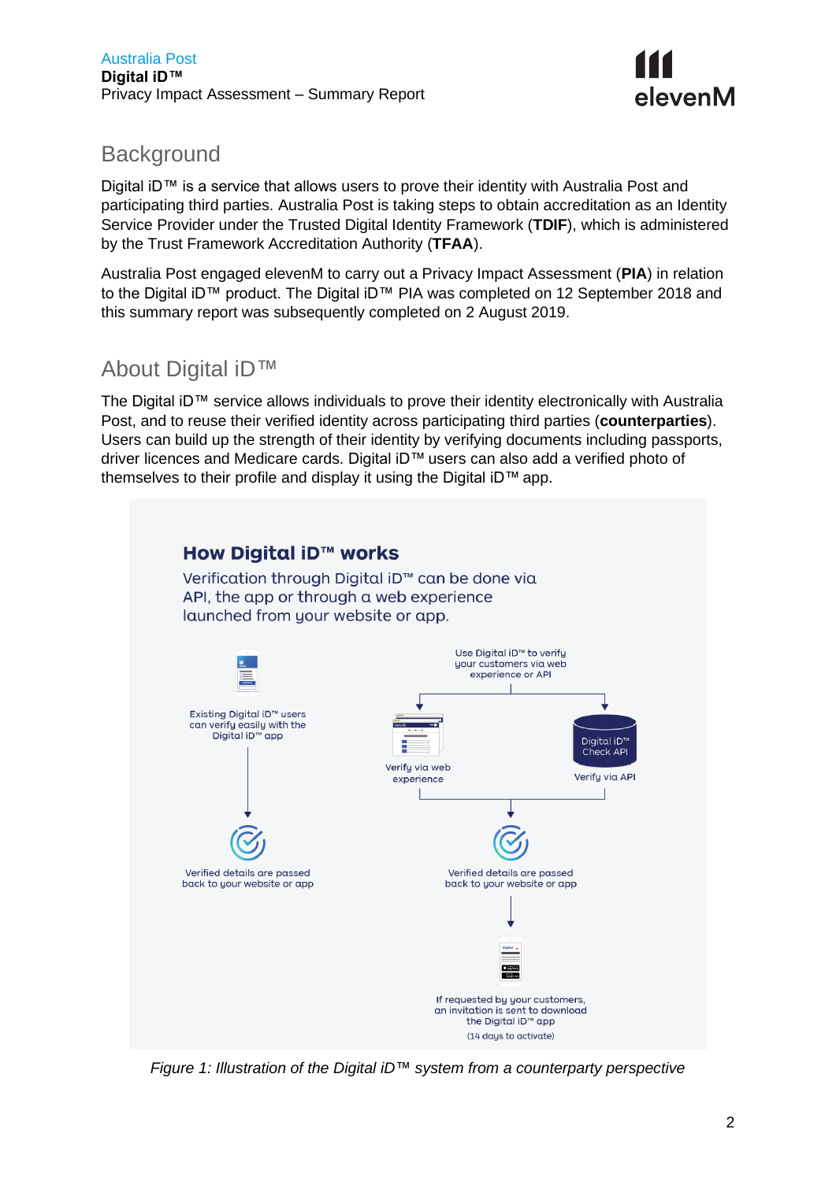## Background

Digital iD™ is a service that allows users to prove their identity with Australia Post and participating third parties. Australia Post is taking steps to obtain accreditation as an Identity Service Provider under the Trusted Digital Identity Framework (**TDIF**), which is administered by the Trust Framework Accreditation Authority (**TFAA**).

Australia Post engaged elevenM to carry out a Privacy Impact Assessment (**PIA**) in relation to the Digital iD™ product. The Digital iD™ PIA was completed on 12 September 2018 and this summary report was subsequently completed on 2 August 2019.

## About Digital iD™

The Digital iD™ service allows individuals to prove their identity electronically with Australia Post, and to reuse their verified identity across participating third parties (**counterparties**). Users can build up the strength of their identity by verifying documents including passports, driver licences and Medicare cards. Digital iD™ users can also add a verified photo of themselves to their profile and display it using the Digital iD™ app.

**How Digital iD™ works**

Verification through Digital iD™ can be done via API, the app or through a web experience launched from your website or app.

Existing Digital iD™ users can verify easily with the Digital iD™ app

Verified details are passed back to your website or app

Use Digital iD™ to verify your customers via web experience or API

Verify via web experience

Digital iD™ Check API

Verify via API

Verified details are passed back to your website or app

If requested by your customers, an invitation is sent to download the Digital iD™ app (14 days to activate)

*Figure 1: Illustration of the Digital iD™ system from a counterparty perspective*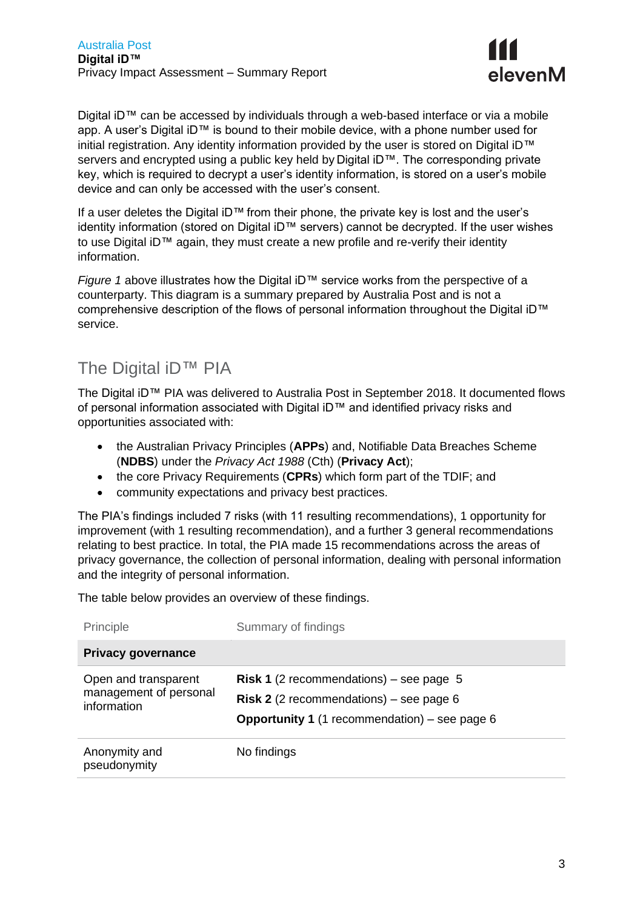Digital iD™ can be accessed by individuals through a web-based interface or via a mobile app. A user's Digital iD™ is bound to their mobile device, with a phone number used for initial registration. Any identity information provided by the user is stored on Digital iD™ servers and encrypted using a public key held by Digital iD™. The corresponding private key, which is required to decrypt a user's identity information, is stored on a user's mobile device and can only be accessed with the user's consent.

If a user deletes the Digital iD™ from their phone, the private key is lost and the user's identity information (stored on Digital iD™ servers) cannot be decrypted. If the user wishes to use Digital iD™ again, they must create a new profile and re-verify their identity information.

*Figure 1* above illustrates how the Digital iD™ service works from the perspective of a counterparty. This diagram is a summary prepared by Australia Post and is not a comprehensive description of the flows of personal information throughout the Digital iD™ service.

## The Digital iD™ PIA

The Digital iD™ PIA was delivered to Australia Post in September 2018. It documented flows of personal information associated with Digital iD™ and identified privacy risks and opportunities associated with:

- the Australian Privacy Principles (**APPs**) and, Notifiable Data Breaches Scheme (**NDBS**) under the *Privacy Act 1988* (Cth) (**Privacy Act**);
- the core Privacy Requirements (**CPRs**) which form part of the TDIF; and
- community expectations and privacy best practices.

The PIA's findings included 7 risks (with 11 resulting recommendations), 1 opportunity for improvement (with 1 resulting recommendation), and a further 3 general recommendations relating to best practice. In total, the PIA made 15 recommendations across the areas of privacy governance, the collection of personal information, dealing with personal information and the integrity of personal information.

The table below provides an overview of these findings.

| Principle | Summary of findings |
|---|---|
| **Privacy governance** | |
| Open and transparent management of personal information | **Risk 1** (2 recommendations) – see page 5<br>**Risk 2** (2 recommendations) – see page 6<br>**Opportunity 1** (1 recommendation) – see page 6 |
| Anonymity and pseudonymity | No findings |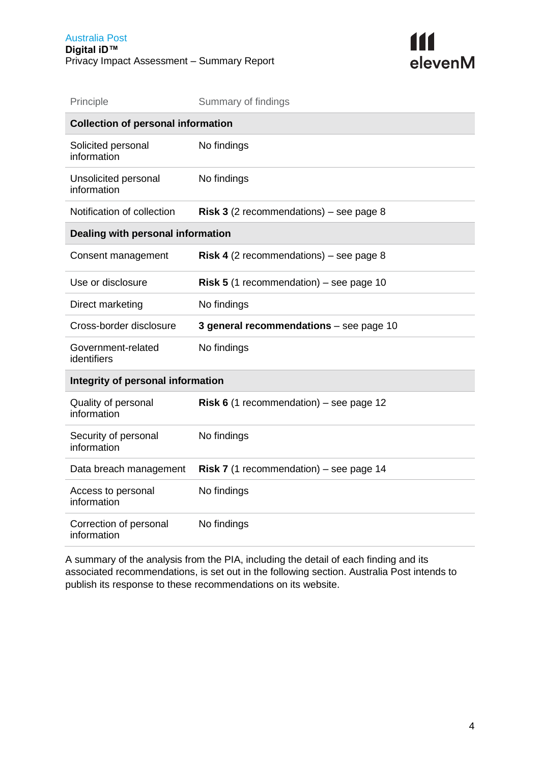| Principle | Summary of findings |
| --- | --- |
| **Collection of personal information** | |
| Solicited personal information | No findings |
| Unsolicited personal information | No findings |
| Notification of collection | **Risk 3** (2 recommendations) – see page 8 |
| **Dealing with personal information** | |
| Consent management | **Risk 4** (2 recommendations) – see page 8 |
| Use or disclosure | **Risk 5** (1 recommendation) – see page 10 |
| Direct marketing | No findings |
| Cross-border disclosure | **3 general recommendations** – see page 10 |
| Government-related identifiers | No findings |
| **Integrity of personal information** | |
| Quality of personal information | **Risk 6** (1 recommendation) – see page 12 |
| Security of personal information | No findings |
| Data breach management | **Risk 7** (1 recommendation) – see page 14 |
| Access to personal information | No findings |
| Correction of personal information | No findings |

A summary of the analysis from the PIA, including the detail of each finding and its associated recommendations, is set out in the following section. Australia Post intends to publish its response to these recommendations on its website.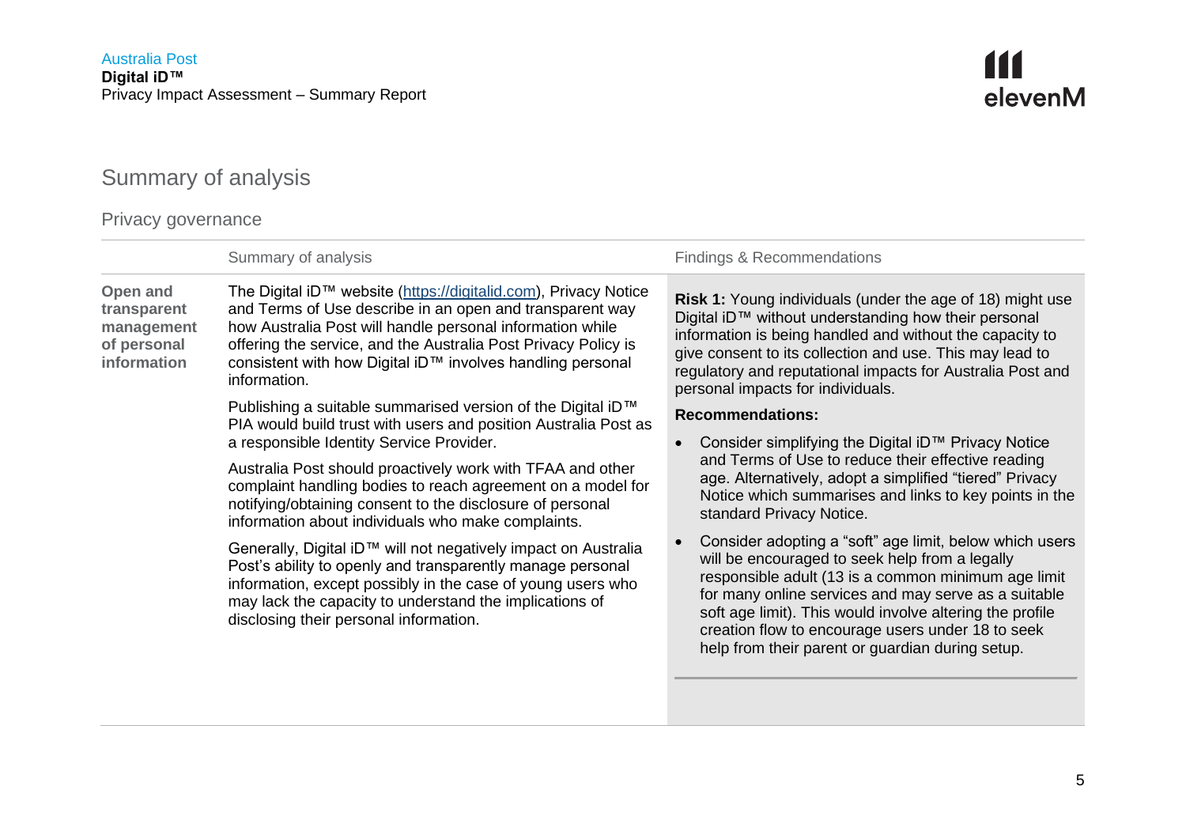## Summary of analysis

### Privacy governance

| | Summary of analysis | Findings & Recommendations |
|---|---|---|
| **Open and transparent management of personal information** | The Digital iD™ website (https://digitalid.com), Privacy Notice and Terms of Use describe in an open and transparent way how Australia Post will handle personal information while offering the service, and the Australia Post Privacy Policy is consistent with how Digital iD™ involves handling personal information.<br><br>Publishing a suitable summarised version of the Digital iD™ PIA would build trust with users and position Australia Post as a responsible Identity Service Provider.<br><br>Australia Post should proactively work with TFAA and other complaint handling bodies to reach agreement on a model for notifying/obtaining consent to the disclosure of personal information about individuals who make complaints.<br><br>Generally, Digital iD™ will not negatively impact on Australia Post's ability to openly and transparently manage personal information, except possibly in the case of young users who may lack the capacity to understand the implications of disclosing their personal information. | **Risk 1:** Young individuals (under the age of 18) might use Digital iD™ without understanding how their personal information is being handled and without the capacity to give consent to its collection and use. This may lead to regulatory and reputational impacts for Australia Post and personal impacts for individuals.<br><br>**Recommendations:**<br><br>• Consider simplifying the Digital iD™ Privacy Notice and Terms of Use to reduce their effective reading age. Alternatively, adopt a simplified "tiered" Privacy Notice which summarises and links to key points in the standard Privacy Notice.<br><br>• Consider adopting a "soft" age limit, below which users will be encouraged to seek help from a legally responsible adult (13 is a common minimum age limit for many online services and may serve as a suitable soft age limit). This would involve altering the profile creation flow to encourage users under 18 to seek help from their parent or guardian during setup. |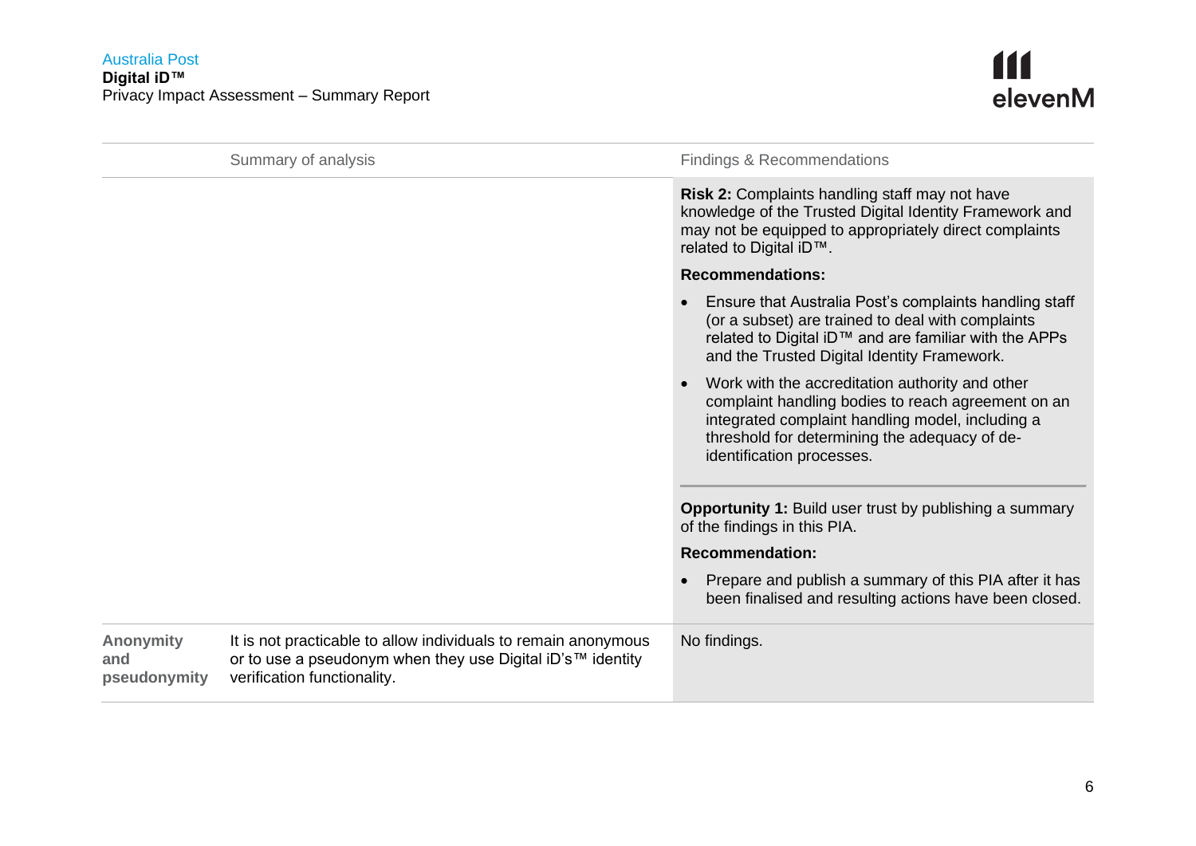| | Summary of analysis | Findings & Recommendations |
|---|---|---|
| | | **Risk 2:** Complaints handling staff may not have knowledge of the Trusted Digital Identity Framework and may not be equipped to appropriately direct complaints related to Digital iD™.<br><br>**Recommendations:**<br><br>• Ensure that Australia Post's complaints handling staff (or a subset) are trained to deal with complaints related to Digital iD™ and are familiar with the APPs and the Trusted Digital Identity Framework.<br><br>• Work with the accreditation authority and other complaint handling bodies to reach agreement on an integrated complaint handling model, including a threshold for determining the adequacy of de-identification processes.<br><br>---<br><br>**Opportunity 1:** Build user trust by publishing a summary of the findings in this PIA.<br><br>**Recommendation:**<br><br>• Prepare and publish a summary of this PIA after it has been finalised and resulting actions have been closed. |
| **Anonymity and pseudonymity** | It is not practicable to allow individuals to remain anonymous or to use a pseudonym when they use Digital iD's™ identity verification functionality. | No findings. |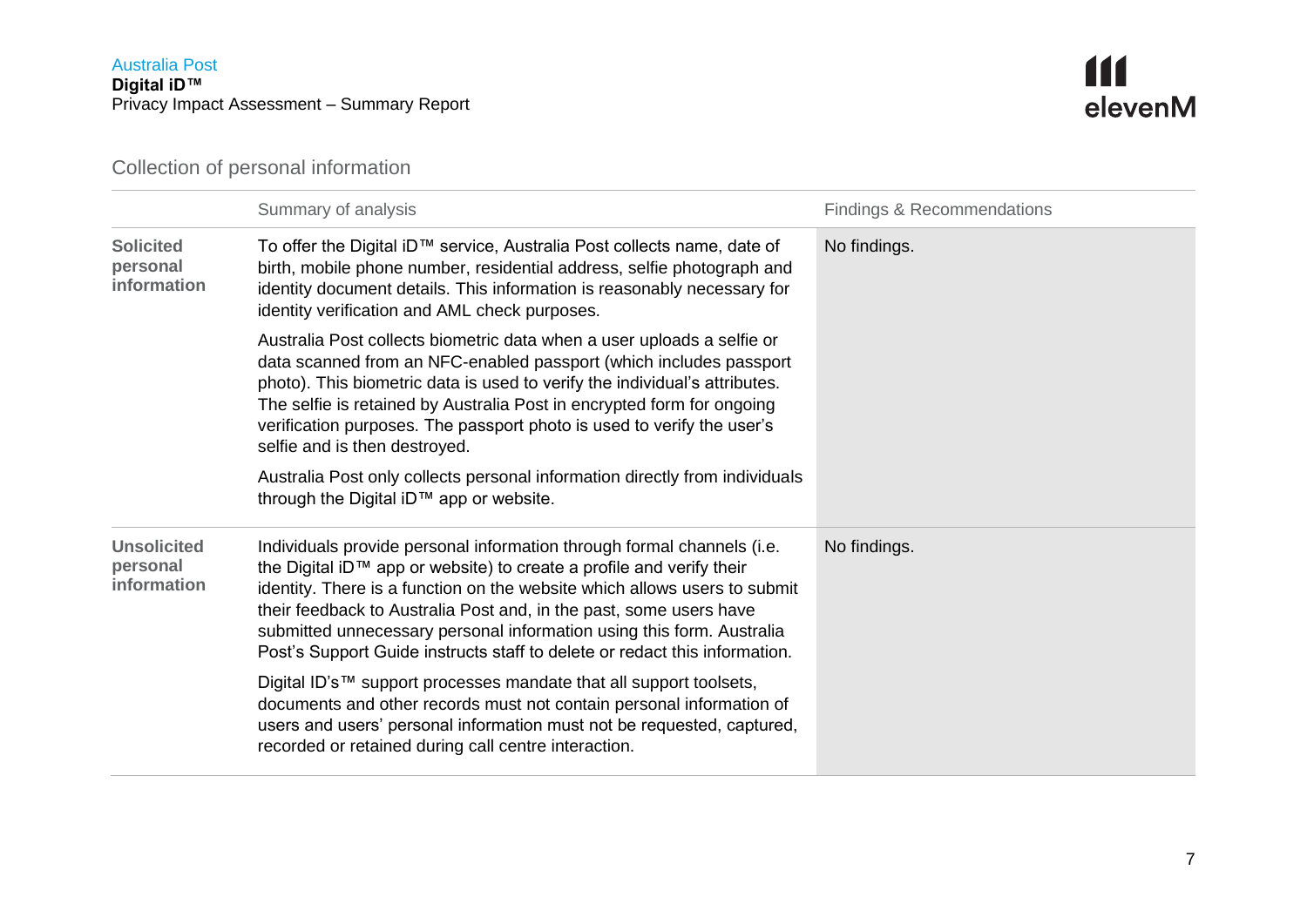## Collection of personal information

| | Summary of analysis | Findings & Recommendations |
|---|---|---|
| **Solicited personal information** | To offer the Digital iD™ service, Australia Post collects name, date of birth, mobile phone number, residential address, selfie photograph and identity document details. This information is reasonably necessary for identity verification and AML check purposes.<br><br>Australia Post collects biometric data when a user uploads a selfie or data scanned from an NFC-enabled passport (which includes passport photo). This biometric data is used to verify the individual's attributes. The selfie is retained by Australia Post in encrypted form for ongoing verification purposes. The passport photo is used to verify the user's selfie and is then destroyed.<br><br>Australia Post only collects personal information directly from individuals through the Digital iD™ app or website. | No findings. |
| **Unsolicited personal information** | Individuals provide personal information through formal channels (i.e. the Digital iD™ app or website) to create a profile and verify their identity. There is a function on the website which allows users to submit their feedback to Australia Post and, in the past, some users have submitted unnecessary personal information using this form. Australia Post's Support Guide instructs staff to delete or redact this information.<br><br>Digital ID's™ support processes mandate that all support toolsets, documents and other records must not contain personal information of users and users' personal information must not be requested, captured, recorded or retained during call centre interaction. | No findings. |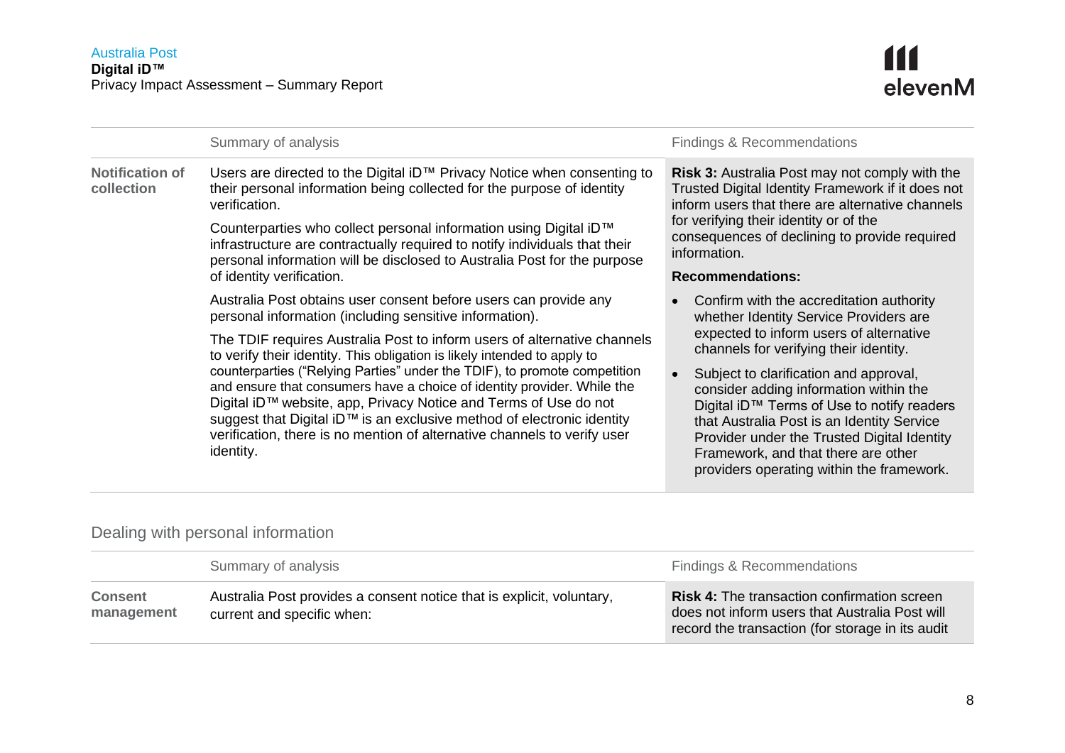| | Summary of analysis | Findings & Recommendations |
|---|---|---|
| **Notification of collection** | Users are directed to the Digital iD™ Privacy Notice when consenting to their personal information being collected for the purpose of identity verification.<br><br>Counterparties who collect personal information using Digital iD™ infrastructure are contractually required to notify individuals that their personal information will be disclosed to Australia Post for the purpose of identity verification.<br><br>Australia Post obtains user consent before users can provide any personal information (including sensitive information).<br><br>The TDIF requires Australia Post to inform users of alternative channels to verify their identity. This obligation is likely intended to apply to counterparties ("Relying Parties" under the TDIF), to promote competition and ensure that consumers have a choice of identity provider. While the Digital iD™ website, app, Privacy Notice and Terms of Use do not suggest that Digital iD™ is an exclusive method of electronic identity verification, there is no mention of alternative channels to verify user identity. | **Risk 3:** Australia Post may not comply with the Trusted Digital Identity Framework if it does not inform users that there are alternative channels for verifying their identity or of the consequences of declining to provide required information.<br><br>**Recommendations:**<br><br>• Confirm with the accreditation authority whether Identity Service Providers are expected to inform users of alternative channels for verifying their identity.<br><br>• Subject to clarification and approval, consider adding information within the Digital iD™ Terms of Use to notify readers that Australia Post is an Identity Service Provider under the Trusted Digital Identity Framework, and that there are other providers operating within the framework. |

## Dealing with personal information

| | Summary of analysis | Findings & Recommendations |
|---|---|---|
| **Consent management** | Australia Post provides a consent notice that is explicit, voluntary, current and specific when: | **Risk 4:** The transaction confirmation screen does not inform users that Australia Post will record the transaction (for storage in its audit |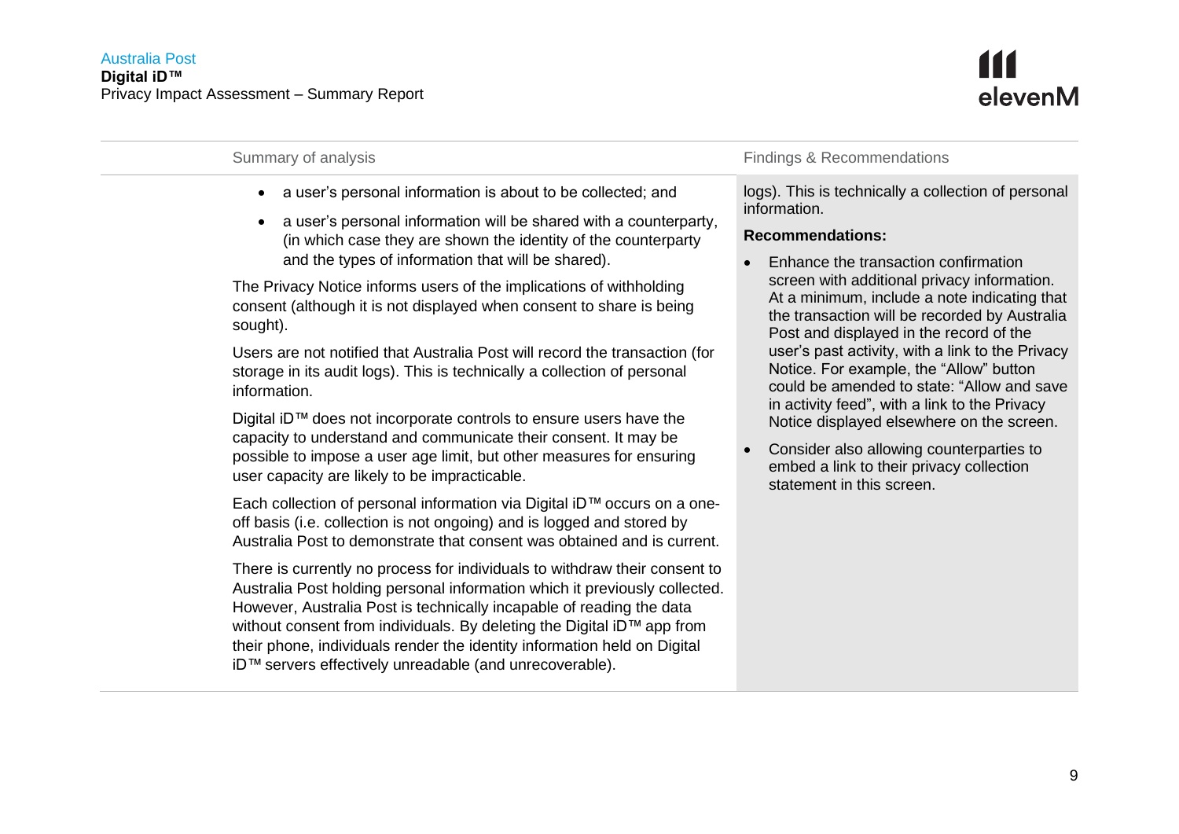| Summary of analysis | Findings & Recommendations |
| --- | --- |
| • a user's personal information is about to be collected; and<br>• a user's personal information will be shared with a counterparty, (in which case they are shown the identity of the counterparty and the types of information that will be shared).<br><br>The Privacy Notice informs users of the implications of withholding consent (although it is not displayed when consent to share is being sought).<br><br>Users are not notified that Australia Post will record the transaction (for storage in its audit logs). This is technically a collection of personal information.<br><br>Digital iD™ does not incorporate controls to ensure users have the capacity to understand and communicate their consent. It may be possible to impose a user age limit, but other measures for ensuring user capacity are likely to be impracticable.<br><br>Each collection of personal information via Digital iD™ occurs on a one-off basis (i.e. collection is not ongoing) and is logged and stored by Australia Post to demonstrate that consent was obtained and is current.<br><br>There is currently no process for individuals to withdraw their consent to Australia Post holding personal information which it previously collected. However, Australia Post is technically incapable of reading the data without consent from individuals. By deleting the Digital iD™ app from their phone, individuals render the identity information held on Digital iD™ servers effectively unreadable (and unrecoverable). | logs). This is technically a collection of personal information.<br><br>**Recommendations:**<br><br>• Enhance the transaction confirmation screen with additional privacy information. At a minimum, include a note indicating that the transaction will be recorded by Australia Post and displayed in the record of the user's past activity, with a link to the Privacy Notice. For example, the "Allow" button could be amended to state: "Allow and save in activity feed", with a link to the Privacy Notice displayed elsewhere on the screen.<br>• Consider also allowing counterparties to embed a link to their privacy collection statement in this screen. |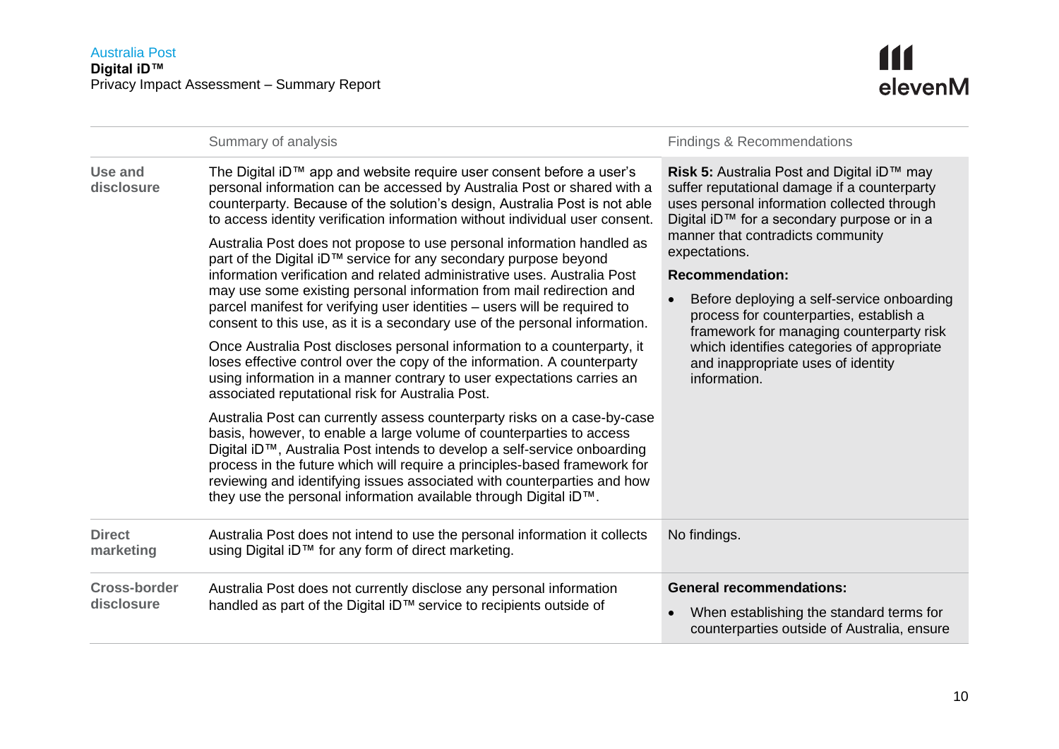| | Summary of analysis | Findings & Recommendations |
|---|---|---|
| **Use and disclosure** | The Digital iD™ app and website require user consent before a user's personal information can be accessed by Australia Post or shared with a counterparty. Because of the solution's design, Australia Post is not able to access identity verification information without individual user consent.<br><br>Australia Post does not propose to use personal information handled as part of the Digital iD™ service for any secondary purpose beyond information verification and related administrative uses. Australia Post may use some existing personal information from mail redirection and parcel manifest for verifying user identities – users will be required to consent to this use, as it is a secondary use of the personal information.<br><br>Once Australia Post discloses personal information to a counterparty, it loses effective control over the copy of the information. A counterparty using information in a manner contrary to user expectations carries an associated reputational risk for Australia Post.<br><br>Australia Post can currently assess counterparty risks on a case-by-case basis, however, to enable a large volume of counterparties to access Digital iD™, Australia Post intends to develop a self-service onboarding process in the future which will require a principles-based framework for reviewing and identifying issues associated with counterparties and how they use the personal information available through Digital iD™. | **Risk 5:** Australia Post and Digital iD™ may suffer reputational damage if a counterparty uses personal information collected through Digital iD™ for a secondary purpose or in a manner that contradicts community expectations.<br><br>**Recommendation:**<br><br>• Before deploying a self-service onboarding process for counterparties, establish a framework for managing counterparty risk which identifies categories of appropriate and inappropriate uses of identity information. |
| **Direct marketing** | Australia Post does not intend to use the personal information it collects using Digital iD™ for any form of direct marketing. | No findings. |
| **Cross-border disclosure** | Australia Post does not currently disclose any personal information handled as part of the Digital iD™ service to recipients outside of | **General recommendations:**<br><br>• When establishing the standard terms for counterparties outside of Australia, ensure |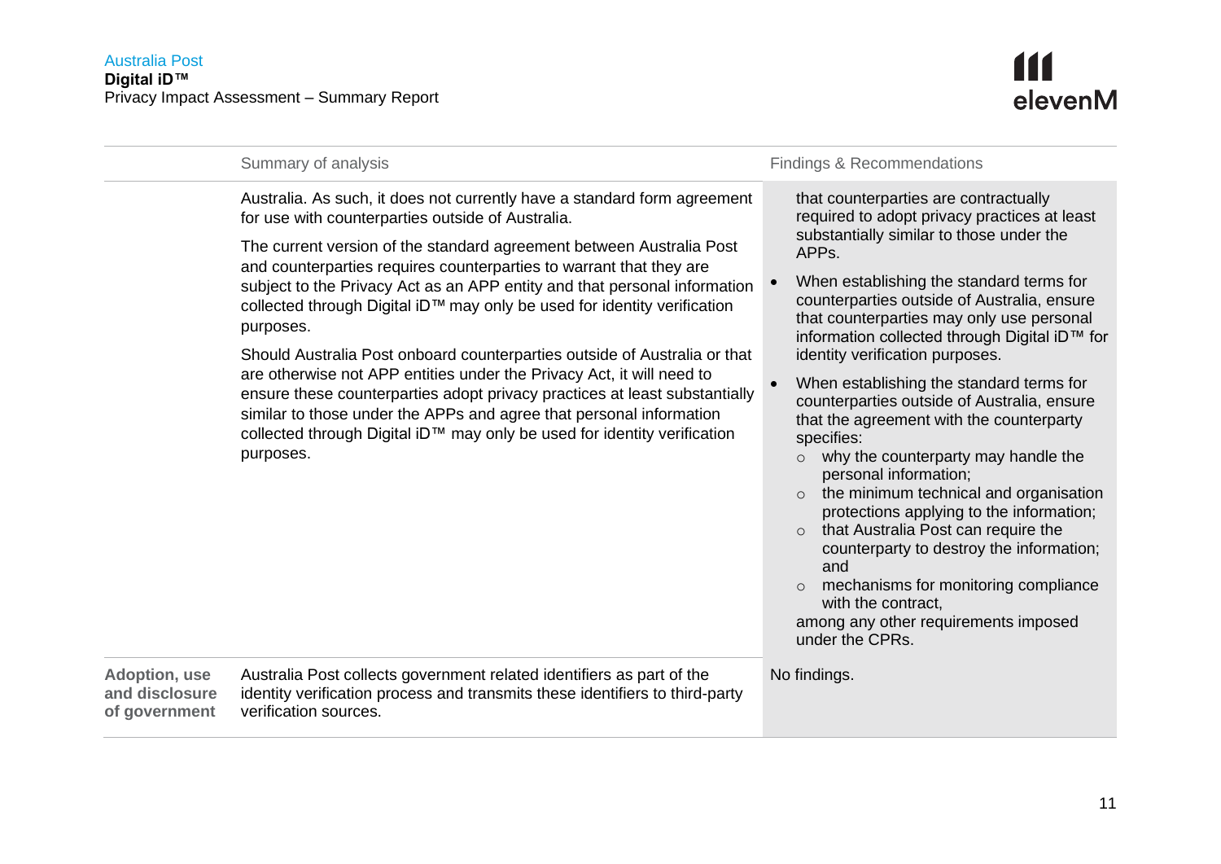| | Summary of analysis | Findings & Recommendations |
|---|---|---|
| | Australia. As such, it does not currently have a standard form agreement for use with counterparties outside of Australia.<br><br>The current version of the standard agreement between Australia Post and counterparties requires counterparties to warrant that they are subject to the Privacy Act as an APP entity and that personal information collected through Digital iD™ may only be used for identity verification purposes.<br><br>Should Australia Post onboard counterparties outside of Australia or that are otherwise not APP entities under the Privacy Act, it will need to ensure these counterparties adopt privacy practices at least substantially similar to those under the APPs and agree that personal information collected through Digital iD™ may only be used for identity verification purposes. | that counterparties are contractually required to adopt privacy practices at least substantially similar to those under the APPs.<br><br>• When establishing the standard terms for counterparties outside of Australia, ensure that counterparties may only use personal information collected through Digital iD™ for identity verification purposes.<br><br>• When establishing the standard terms for counterparties outside of Australia, ensure that the agreement with the counterparty specifies:<br>&nbsp;&nbsp;○ why the counterparty may handle the personal information;<br>&nbsp;&nbsp;○ the minimum technical and organisation protections applying to the information;<br>&nbsp;&nbsp;○ that Australia Post can require the counterparty to destroy the information; and<br>&nbsp;&nbsp;○ mechanisms for monitoring compliance with the contract,<br>among any other requirements imposed under the CPRs. |
| **Adoption, use and disclosure of government** | Australia Post collects government related identifiers as part of the identity verification process and transmits these identifiers to third-party verification sources. | No findings. |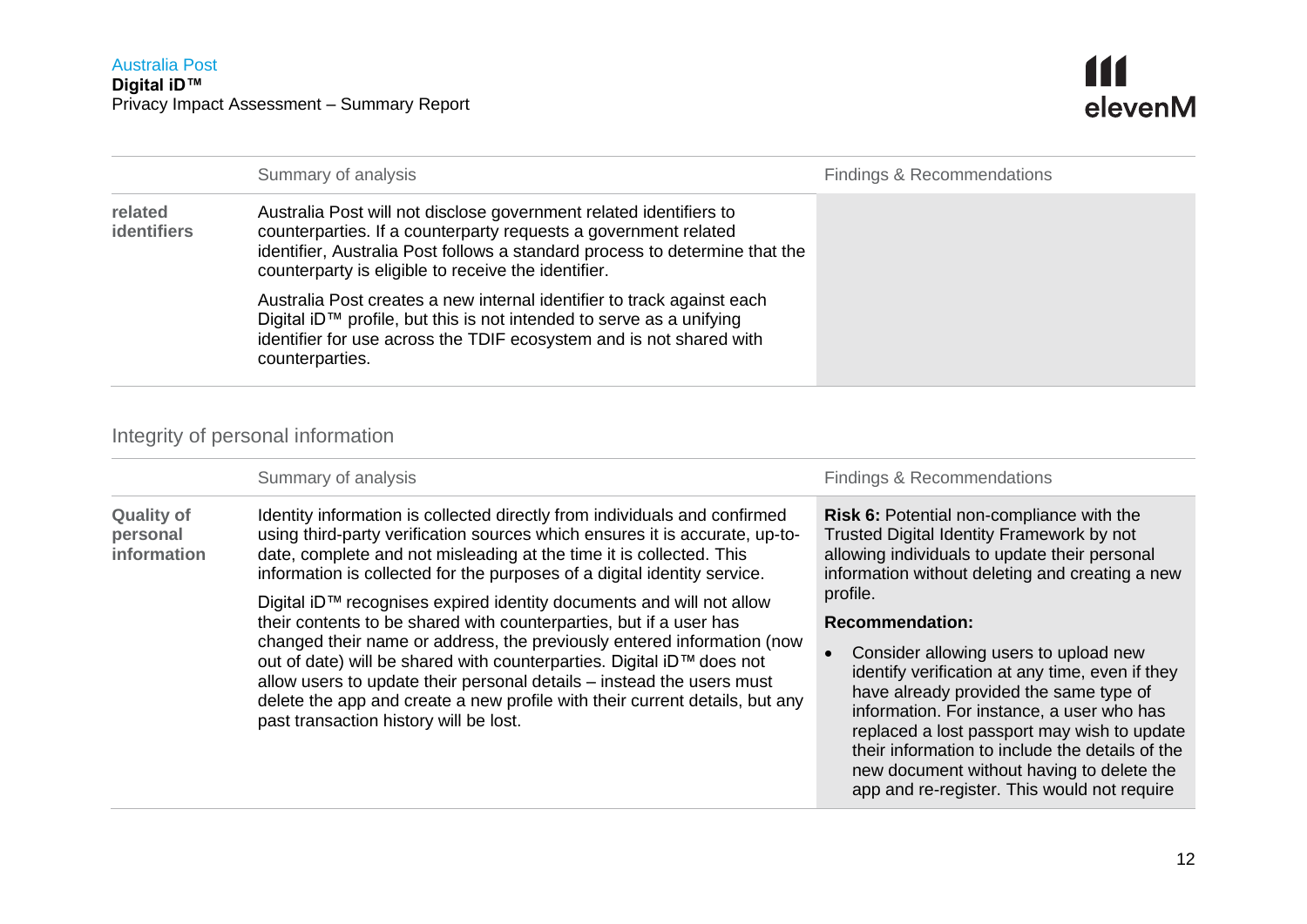| | Summary of analysis | Findings & Recommendations |
|---|---|---|
| **related identifiers** | Australia Post will not disclose government related identifiers to counterparties. If a counterparty requests a government related identifier, Australia Post follows a standard process to determine that the counterparty is eligible to receive the identifier.<br><br>Australia Post creates a new internal identifier to track against each Digital iD™ profile, but this is not intended to serve as a unifying identifier for use across the TDIF ecosystem and is not shared with counterparties. | |

## Integrity of personal information

| | Summary of analysis | Findings & Recommendations |
|---|---|---|
| **Quality of personal information** | Identity information is collected directly from individuals and confirmed using third-party verification sources which ensures it is accurate, up-to-date, complete and not misleading at the time it is collected. This information is collected for the purposes of a digital identity service.<br><br>Digital iD™ recognises expired identity documents and will not allow their contents to be shared with counterparties, but if a user has changed their name or address, the previously entered information (now out of date) will be shared with counterparties. Digital iD™ does not allow users to update their personal details – instead the users must delete the app and create a new profile with their current details, but any past transaction history will be lost. | **Risk 6:** Potential non-compliance with the Trusted Digital Identity Framework by not allowing individuals to update their personal information without deleting and creating a new profile.<br><br>**Recommendation:**<br><br>• Consider allowing users to upload new identify verification at any time, even if they have already provided the same type of information. For instance, a user who has replaced a lost passport may wish to update their information to include the details of the new document without having to delete the app and re-register. This would not require |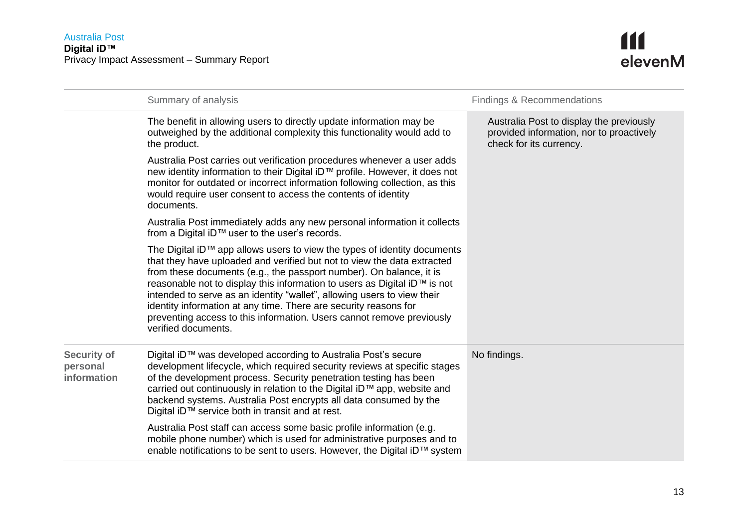|  | Summary of analysis | Findings & Recommendations |
|---|---|---|
|  | The benefit in allowing users to directly update information may be outweighed by the additional complexity this functionality would add to the product.<br><br>Australia Post carries out verification procedures whenever a user adds new identity information to their Digital iD™ profile. However, it does not monitor for outdated or incorrect information following collection, as this would require user consent to access the contents of identity documents.<br><br>Australia Post immediately adds any new personal information it collects from a Digital iD™ user to the user's records.<br><br>The Digital iD™ app allows users to view the types of identity documents that they have uploaded and verified but not to view the data extracted from these documents (e.g., the passport number). On balance, it is reasonable not to display this information to users as Digital iD™ is not intended to serve as an identity "wallet", allowing users to view their identity information at any time. There are security reasons for preventing access to this information. Users cannot remove previously verified documents. | Australia Post to display the previously provided information, nor to proactively check for its currency. |
| **Security of personal information** | Digital iD™ was developed according to Australia Post's secure development lifecycle, which required security reviews at specific stages of the development process. Security penetration testing has been carried out continuously in relation to the Digital iD™ app, website and backend systems. Australia Post encrypts all data consumed by the Digital iD™ service both in transit and at rest.<br><br>Australia Post staff can access some basic profile information (e.g. mobile phone number) which is used for administrative purposes and to enable notifications to be sent to users. However, the Digital iD™ system | No findings. |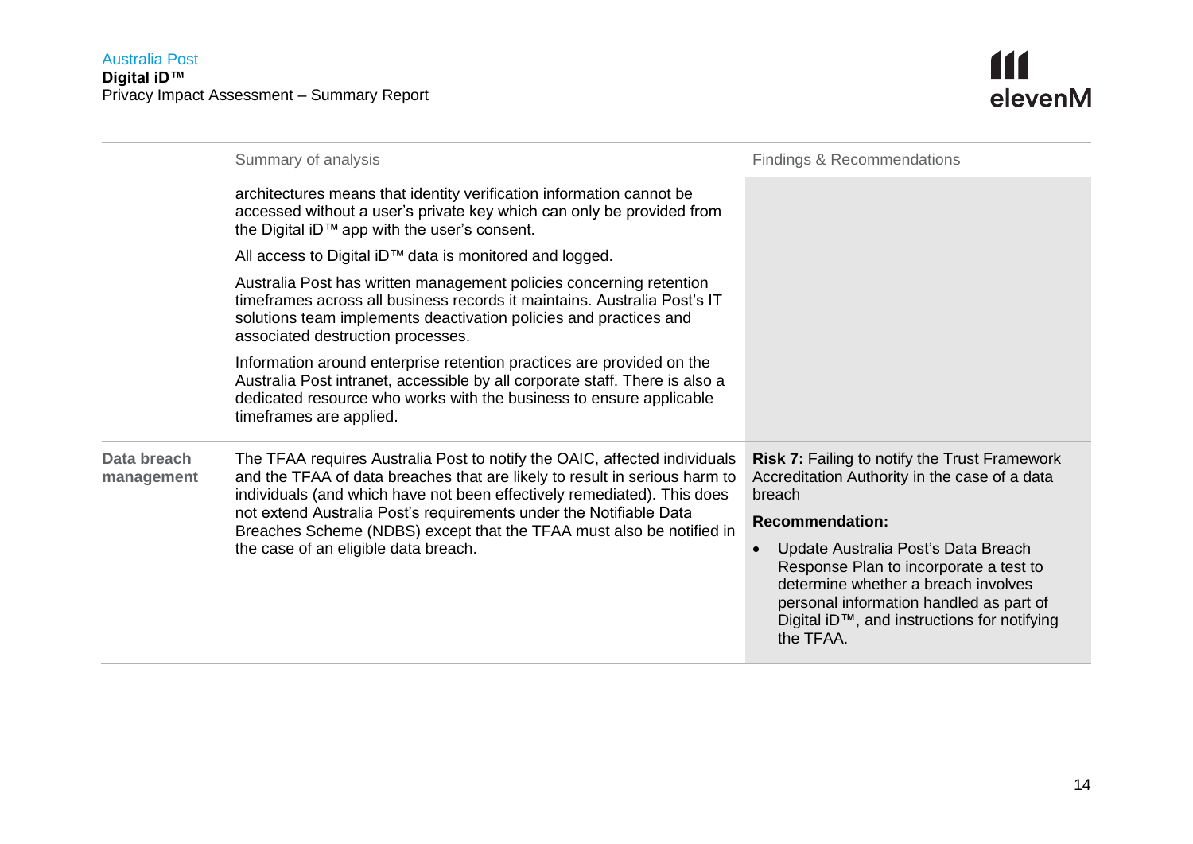| | Summary of analysis | Findings & Recommendations |
|---|---|---|
| | architectures means that identity verification information cannot be accessed without a user's private key which can only be provided from the Digital iD™ app with the user's consent.<br><br>All access to Digital iD™ data is monitored and logged.<br><br>Australia Post has written management policies concerning retention timeframes across all business records it maintains. Australia Post's IT solutions team implements deactivation policies and practices and associated destruction processes.<br><br>Information around enterprise retention practices are provided on the Australia Post intranet, accessible by all corporate staff. There is also a dedicated resource who works with the business to ensure applicable timeframes are applied. | |
| **Data breach management** | The TFAA requires Australia Post to notify the OAIC, affected individuals and the TFAA of data breaches that are likely to result in serious harm to individuals (and which have not been effectively remediated). This does not extend Australia Post's requirements under the Notifiable Data Breaches Scheme (NDBS) except that the TFAA must also be notified in the case of an eligible data breach. | **Risk 7:** Failing to notify the Trust Framework Accreditation Authority in the case of a data breach<br><br>**Recommendation:**<br><br>• Update Australia Post's Data Breach Response Plan to incorporate a test to determine whether a breach involves personal information handled as part of Digital iD™, and instructions for notifying the TFAA. |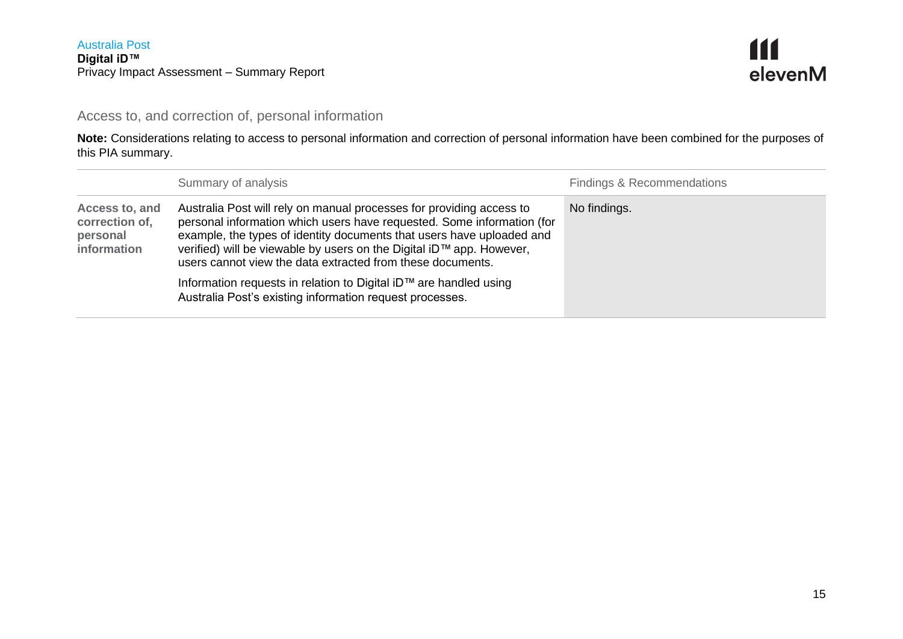## Access to, and correction of, personal information

**Note:** Considerations relating to access to personal information and correction of personal information have been combined for the purposes of this PIA summary.

| | Summary of analysis | Findings & Recommendations |
|---|---|---|
| **Access to, and correction of, personal information** | Australia Post will rely on manual processes for providing access to personal information which users have requested. Some information (for example, the types of identity documents that users have uploaded and verified) will be viewable by users on the Digital iD™ app. However, users cannot view the data extracted from these documents.<br><br>Information requests in relation to Digital iD™ are handled using Australia Post's existing information request processes. | No findings. |